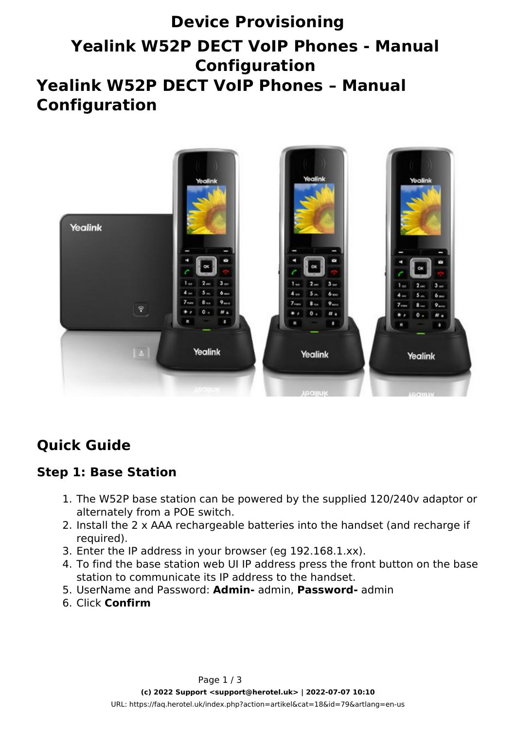# Device Provisioning

# Yealink W52P DECT VoIP Phones - Manual Configuration

## Yealink W52P DECT VoIP Phones – Manual Configuration

## Quick Guide

### Step 1: Base Station

1. The W52P base station can be powered by the supplied 120/240v adaptor or alternately from a POE switch.
2. Install the 2 x AAA rechargeable batteries into the handset (and recharge if required).
3. Enter the IP address in your browser (eg 192.168.1.xx).
4. To find the base station web UI IP address press the front button on the base station to communicate its IP address to the handset.
5. UserName and Password: **Admin-** admin, **Password-** admin
6. Click **Confirm**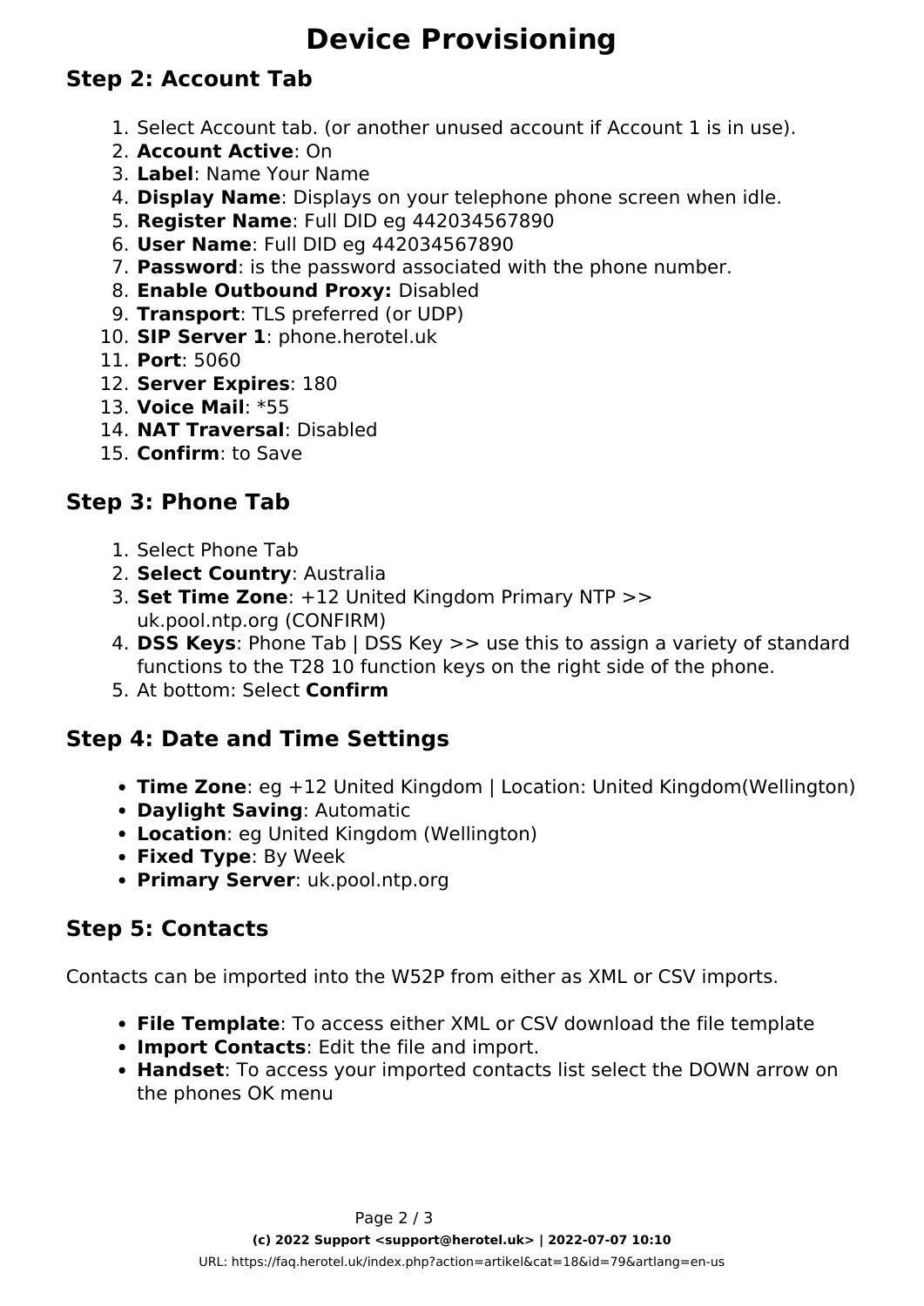# Device Provisioning

## Step 2: Account Tab

1. Select Account tab. (or another unused account if Account 1 is in use).
2. **Account Active**: On
3. **Label**: Name Your Name
4. **Display Name**: Displays on your telephone phone screen when idle.
5. **Register Name**: Full DID eg 442034567890
6. **User Name**: Full DID eg 442034567890
7. **Password**: is the password associated with the phone number.
8. **Enable Outbound Proxy:** Disabled
9. **Transport**: TLS preferred (or UDP)
10. **SIP Server 1**: phone.herotel.uk
11. **Port**: 5060
12. **Server Expires**: 180
13. **Voice Mail**: *55
14. **NAT Traversal**: Disabled
15. **Confirm**: to Save

## Step 3: Phone Tab

1. Select Phone Tab
2. **Select Country**: Australia
3. **Set Time Zone**: +12 United Kingdom Primary NTP >> uk.pool.ntp.org (CONFIRM)
4. **DSS Keys**: Phone Tab | DSS Key >> use this to assign a variety of standard functions to the T28 10 function keys on the right side of the phone.
5. At bottom: Select **Confirm**

## Step 4: Date and Time Settings

- **Time Zone**: eg +12 United Kingdom | Location: United Kingdom(Wellington)
- **Daylight Saving**: Automatic
- **Location**: eg United Kingdom (Wellington)
- **Fixed Type**: By Week
- **Primary Server**: uk.pool.ntp.org

## Step 5: Contacts

Contacts can be imported into the W52P from either as XML or CSV imports.

- **File Template**: To access either XML or CSV download the file template
- **Import Contacts**: Edit the file and import.
- **Handset**: To access your imported contacts list select the DOWN arrow on the phones OK menu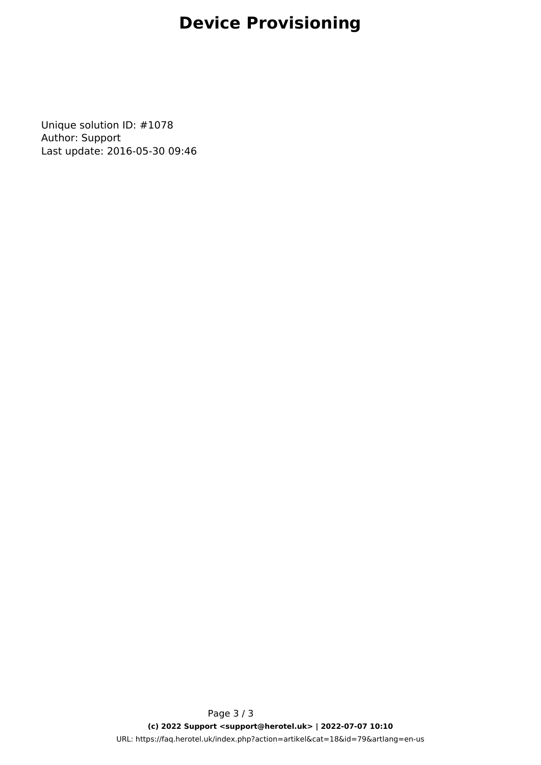Unique solution ID: #1078
Author: Support
Last update: 2016-05-30 09:46